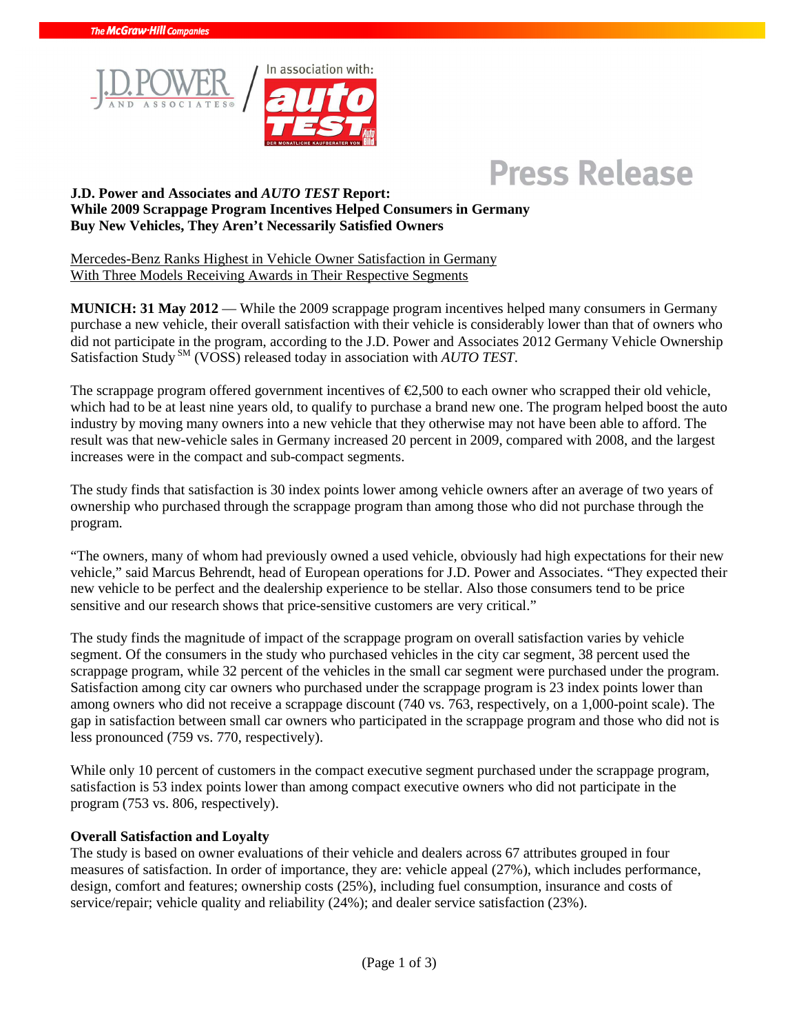The McGraw-Hill Companies

J.D. POWER AND ASSOCIATES / In association with: auto TEST

# Press Release

**J.D. Power and Associates and *AUTO TEST* Report:**
**While 2009 Scrappage Program Incentives Helped Consumers in Germany Buy New Vehicles, They Aren't Necessarily Satisfied Owners**

Mercedes-Benz Ranks Highest in Vehicle Owner Satisfaction in Germany With Three Models Receiving Awards in Their Respective Segments

**MUNICH: 31 May 2012** — While the 2009 scrappage program incentives helped many consumers in Germany purchase a new vehicle, their overall satisfaction with their vehicle is considerably lower than that of owners who did not participate in the program, according to the J.D. Power and Associates 2012 Germany Vehicle Ownership Satisfaction Study SM (VOSS) released today in association with *AUTO TEST*.

The scrappage program offered government incentives of €2,500 to each owner who scrapped their old vehicle, which had to be at least nine years old, to qualify to purchase a brand new one. The program helped boost the auto industry by moving many owners into a new vehicle that they otherwise may not have been able to afford. The result was that new-vehicle sales in Germany increased 20 percent in 2009, compared with 2008, and the largest increases were in the compact and sub-compact segments.

The study finds that satisfaction is 30 index points lower among vehicle owners after an average of two years of ownership who purchased through the scrappage program than among those who did not purchase through the program.

"The owners, many of whom had previously owned a used vehicle, obviously had high expectations for their new vehicle," said Marcus Behrendt, head of European operations for J.D. Power and Associates. "They expected their new vehicle to be perfect and the dealership experience to be stellar. Also those consumers tend to be price sensitive and our research shows that price-sensitive customers are very critical."

The study finds the magnitude of impact of the scrappage program on overall satisfaction varies by vehicle segment. Of the consumers in the study who purchased vehicles in the city car segment, 38 percent used the scrappage program, while 32 percent of the vehicles in the small car segment were purchased under the program. Satisfaction among city car owners who purchased under the scrappage program is 23 index points lower than among owners who did not receive a scrappage discount (740 vs. 763, respectively, on a 1,000-point scale). The gap in satisfaction between small car owners who participated in the scrappage program and those who did not is less pronounced (759 vs. 770, respectively).

While only 10 percent of customers in the compact executive segment purchased under the scrappage program, satisfaction is 53 index points lower than among compact executive owners who did not participate in the program (753 vs. 806, respectively).

**Overall Satisfaction and Loyalty**

The study is based on owner evaluations of their vehicle and dealers across 67 attributes grouped in four measures of satisfaction. In order of importance, they are: vehicle appeal (27%), which includes performance, design, comfort and features; ownership costs (25%), including fuel consumption, insurance and costs of service/repair; vehicle quality and reliability (24%); and dealer service satisfaction (23%).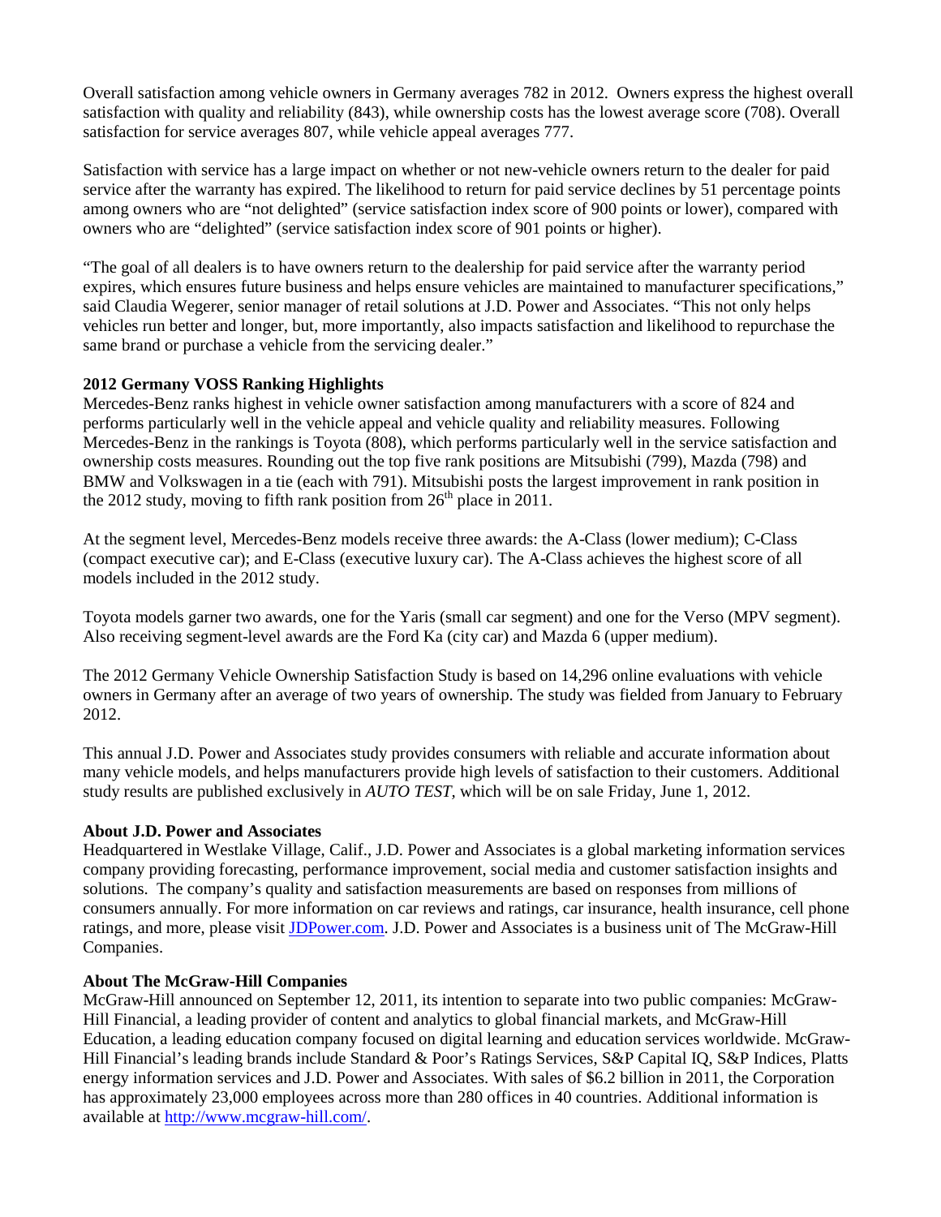Overall satisfaction among vehicle owners in Germany averages 782 in 2012. Owners express the highest overall satisfaction with quality and reliability (843), while ownership costs has the lowest average score (708). Overall satisfaction for service averages 807, while vehicle appeal averages 777.

Satisfaction with service has a large impact on whether or not new-vehicle owners return to the dealer for paid service after the warranty has expired. The likelihood to return for paid service declines by 51 percentage points among owners who are "not delighted" (service satisfaction index score of 900 points or lower), compared with owners who are "delighted" (service satisfaction index score of 901 points or higher).

"The goal of all dealers is to have owners return to the dealership for paid service after the warranty period expires, which ensures future business and helps ensure vehicles are maintained to manufacturer specifications," said Claudia Wegerer, senior manager of retail solutions at J.D. Power and Associates. "This not only helps vehicles run better and longer, but, more importantly, also impacts satisfaction and likelihood to repurchase the same brand or purchase a vehicle from the servicing dealer."

**2012 Germany VOSS Ranking Highlights**

Mercedes-Benz ranks highest in vehicle owner satisfaction among manufacturers with a score of 824 and performs particularly well in the vehicle appeal and vehicle quality and reliability measures. Following Mercedes-Benz in the rankings is Toyota (808), which performs particularly well in the service satisfaction and ownership costs measures. Rounding out the top five rank positions are Mitsubishi (799), Mazda (798) and BMW and Volkswagen in a tie (each with 791). Mitsubishi posts the largest improvement in rank position in the 2012 study, moving to fifth rank position from 26th place in 2011.

At the segment level, Mercedes-Benz models receive three awards: the A-Class (lower medium); C-Class (compact executive car); and E-Class (executive luxury car). The A-Class achieves the highest score of all models included in the 2012 study.

Toyota models garner two awards, one for the Yaris (small car segment) and one for the Verso (MPV segment). Also receiving segment-level awards are the Ford Ka (city car) and Mazda 6 (upper medium).

The 2012 Germany Vehicle Ownership Satisfaction Study is based on 14,296 online evaluations with vehicle owners in Germany after an average of two years of ownership. The study was fielded from January to February 2012.

This annual J.D. Power and Associates study provides consumers with reliable and accurate information about many vehicle models, and helps manufacturers provide high levels of satisfaction to their customers. Additional study results are published exclusively in *AUTO TEST*, which will be on sale Friday, June 1, 2012.

**About J.D. Power and Associates**

Headquartered in Westlake Village, Calif., J.D. Power and Associates is a global marketing information services company providing forecasting, performance improvement, social media and customer satisfaction insights and solutions. The company's quality and satisfaction measurements are based on responses from millions of consumers annually. For more information on car reviews and ratings, car insurance, health insurance, cell phone ratings, and more, please visit [JDPower.com](JDPower.com). J.D. Power and Associates is a business unit of The McGraw-Hill Companies.

**About The McGraw-Hill Companies**

McGraw-Hill announced on September 12, 2011, its intention to separate into two public companies: McGraw-Hill Financial, a leading provider of content and analytics to global financial markets, and McGraw-Hill Education, a leading education company focused on digital learning and education services worldwide. McGraw-Hill Financial's leading brands include Standard & Poor's Ratings Services, S&P Capital IQ, S&P Indices, Platts energy information services and J.D. Power and Associates. With sales of $6.2 billion in 2011, the Corporation has approximately 23,000 employees across more than 280 offices in 40 countries. Additional information is available at [http://www.mcgraw-hill.com/](http://www.mcgraw-hill.com/).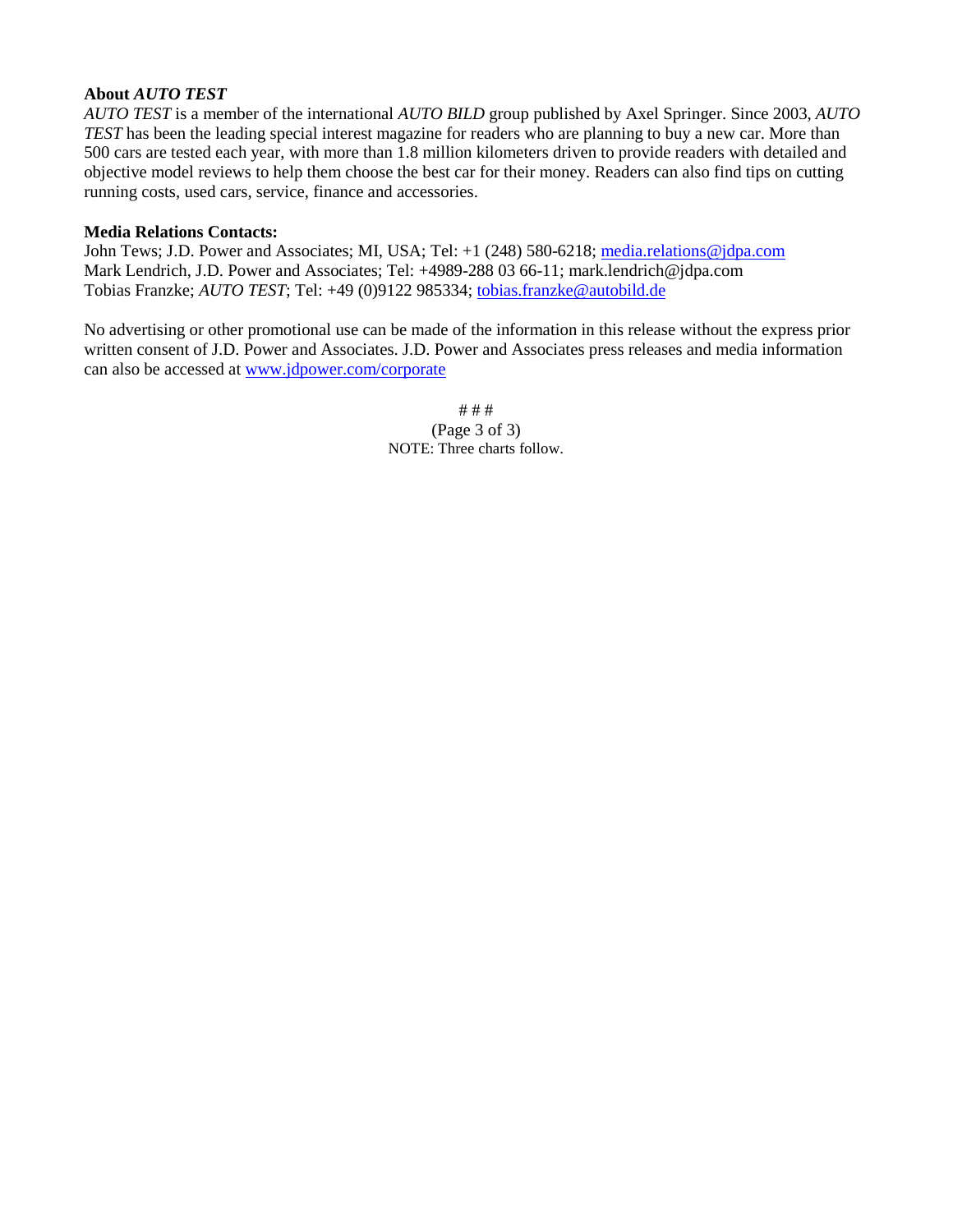**About *AUTO TEST***

*AUTO TEST* is a member of the international *AUTO BILD* group published by Axel Springer. Since 2003, *AUTO TEST* has been the leading special interest magazine for readers who are planning to buy a new car. More than 500 cars are tested each year, with more than 1.8 million kilometers driven to provide readers with detailed and objective model reviews to help them choose the best car for their money. Readers can also find tips on cutting running costs, used cars, service, finance and accessories.

**Media Relations Contacts:**

John Tews; J.D. Power and Associates; MI, USA; Tel: +1 (248) 580-6218; media.relations@jdpa.com
Mark Lendrich, J.D. Power and Associates; Tel: +4989-288 03 66-11; mark.lendrich@jdpa.com
Tobias Franzke; *AUTO TEST*; Tel: +49 (0)9122 985334; tobias.franzke@autobild.de

No advertising or other promotional use can be made of the information in this release without the express prior written consent of J.D. Power and Associates. J.D. Power and Associates press releases and media information can also be accessed at www.jdpower.com/corporate

# # #

NOTE: Three charts follow.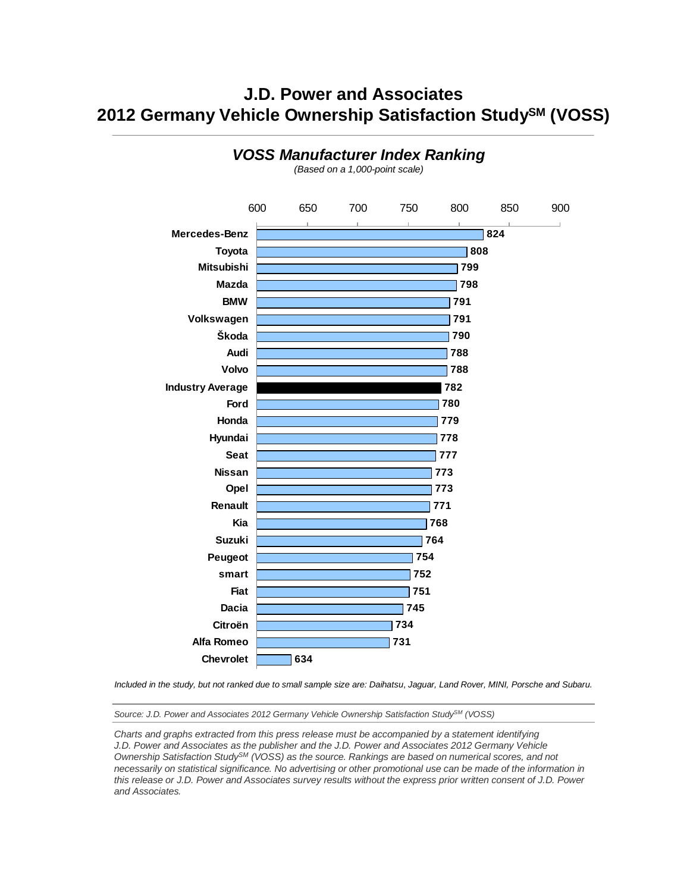# J.D. Power and Associates
# 2012 Germany Vehicle Ownership Satisfaction Study℠ (VOSS)

## *VOSS Manufacturer Index Ranking*

*(Based on a 1,000-point scale)*

| Manufacturer | Score |
|---|---|
| Mercedes-Benz | 824 |
| Toyota | 808 |
| Mitsubishi | 799 |
| Mazda | 798 |
| BMW | 791 |
| Volkswagen | 791 |
| Škoda | 790 |
| Audi | 788 |
| Volvo | 788 |
| **Industry Average** | **782** |
| Ford | 780 |
| Honda | 779 |
| Hyundai | 778 |
| Seat | 777 |
| Nissan | 773 |
| Opel | 773 |
| Renault | 771 |
| Kia | 768 |
| Suzuki | 764 |
| Peugeot | 754 |
| smart | 752 |
| Fiat | 751 |
| Dacia | 745 |
| Citroën | 734 |
| Alfa Romeo | 731 |
| Chevrolet | 634 |

*Included in the study, but not ranked due to small sample size are: Daihatsu, Jaguar, Land Rover, MINI, Porsche and Subaru.*

*Source: J.D. Power and Associates 2012 Germany Vehicle Ownership Satisfaction Study℠ (VOSS)*

*Charts and graphs extracted from this press release must be accompanied by a statement identifying J.D. Power and Associates as the publisher and the J.D. Power and Associates 2012 Germany Vehicle Ownership Satisfaction Study℠ (VOSS) as the source. Rankings are based on numerical scores, and not necessarily on statistical significance. No advertising or other promotional use can be made of the information in this release or J.D. Power and Associates survey results without the express prior written consent of J.D. Power and Associates.*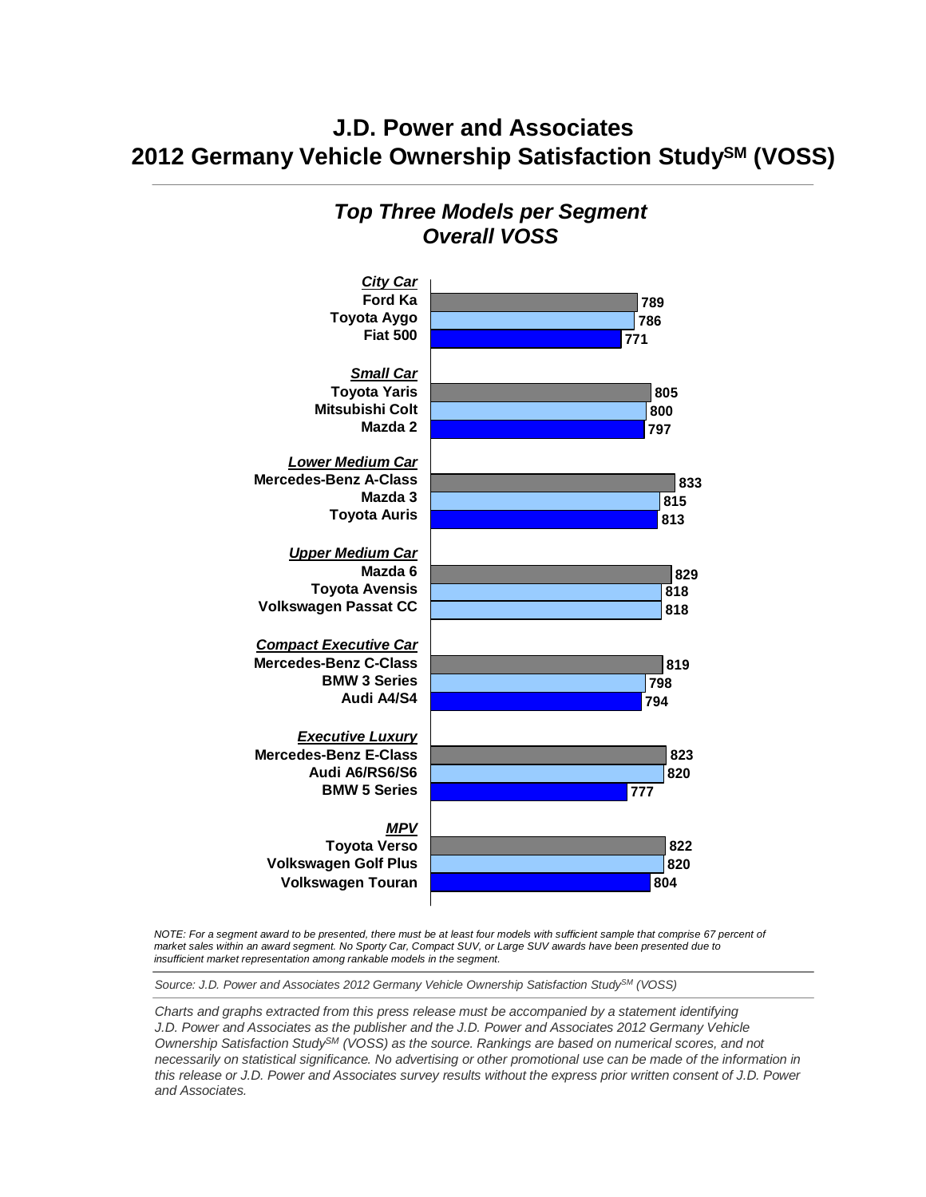# J.D. Power and Associates
# 2012 Germany Vehicle Ownership Satisfaction Study[SM] (VOSS)

## *Top Three Models per Segment*
## *Overall VOSS*

| Segment | Model | Score |
|---|---|---|
| ***City Car*** | Ford Ka | 789 |
| | Toyota Aygo | 786 |
| | Fiat 500 | 771 |
| ***Small Car*** | Toyota Yaris | 805 |
| | Mitsubishi Colt | 800 |
| | Mazda 2 | 797 |
| ***Lower Medium Car*** | Mercedes-Benz A-Class | 833 |
| | Mazda 3 | 815 |
| | Toyota Auris | 813 |
| ***Upper Medium Car*** | Mazda 6 | 829 |
| | Toyota Avensis | 818 |
| | Volkswagen Passat CC | 818 |
| ***Compact Executive Car*** | Mercedes-Benz C-Class | 819 |
| | BMW 3 Series | 798 |
| | Audi A4/S4 | 794 |
| ***Executive Luxury*** | Mercedes-Benz E-Class | 823 |
| | Audi A6/RS6/S6 | 820 |
| | BMW 5 Series | 777 |
| ***MPV*** | Toyota Verso | 822 |
| | Volkswagen Golf Plus | 820 |
| | Volkswagen Touran | 804 |

*NOTE: For a segment award to be presented, there must be at least four models with sufficient sample that comprise 67 percent of market sales within an award segment. No Sporty Car, Compact SUV, or Large SUV awards have been presented due to insufficient market representation among rankable models in the segment.*

*Source: J.D. Power and Associates 2012 Germany Vehicle Ownership Satisfaction Study[SM] (VOSS)*

*Charts and graphs extracted from this press release must be accompanied by a statement identifying J.D. Power and Associates as the publisher and the J.D. Power and Associates 2012 Germany Vehicle Ownership Satisfaction Study[SM] (VOSS) as the source. Rankings are based on numerical scores, and not necessarily on statistical significance. No advertising or other promotional use can be made of the information in this release or J.D. Power and Associates survey results without the express prior written consent of J.D. Power and Associates.*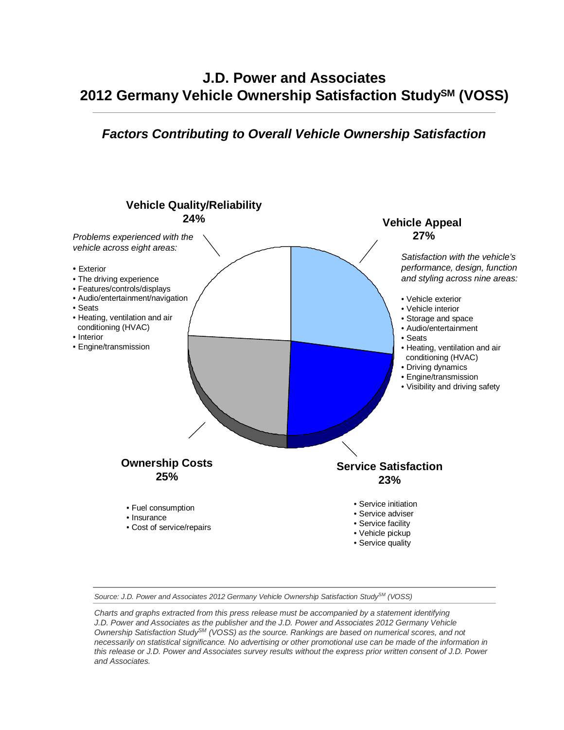# J.D. Power and Associates
# 2012 Germany Vehicle Ownership Satisfaction Study[SM] (VOSS)

## *Factors Contributing to Overall Vehicle Ownership Satisfaction*

**Vehicle Quality/Reliability**
**24%**

*Problems experienced with the vehicle across eight areas:*

- Exterior
- The driving experience
- Features/controls/displays
- Audio/entertainment/navigation
- Seats
- Heating, ventilation and air conditioning (HVAC)
- Interior
- Engine/transmission

**Vehicle Appeal**
**27%**

*Satisfaction with the vehicle's performance, design, function and styling across nine areas:*

- Vehicle exterior
- Vehicle interior
- Storage and space
- Audio/entertainment
- Seats
- Heating, ventilation and air conditioning (HVAC)
- Driving dynamics
- Engine/transmission
- Visibility and driving safety

**Ownership Costs**
**25%**

- Fuel consumption
- Insurance
- Cost of service/repairs

**Service Satisfaction**
**23%**

- Service initiation
- Service adviser
- Service facility
- Vehicle pickup
- Service quality

---

*Source: J.D. Power and Associates 2012 Germany Vehicle Ownership Satisfaction Study[SM] (VOSS)*

*Charts and graphs extracted from this press release must be accompanied by a statement identifying J.D. Power and Associates as the publisher and the J.D. Power and Associates 2012 Germany Vehicle Ownership Satisfaction Study[SM] (VOSS) as the source. Rankings are based on numerical scores, and not necessarily on statistical significance. No advertising or other promotional use can be made of the information in this release or J.D. Power and Associates survey results without the express prior written consent of J.D. Power and Associates.*